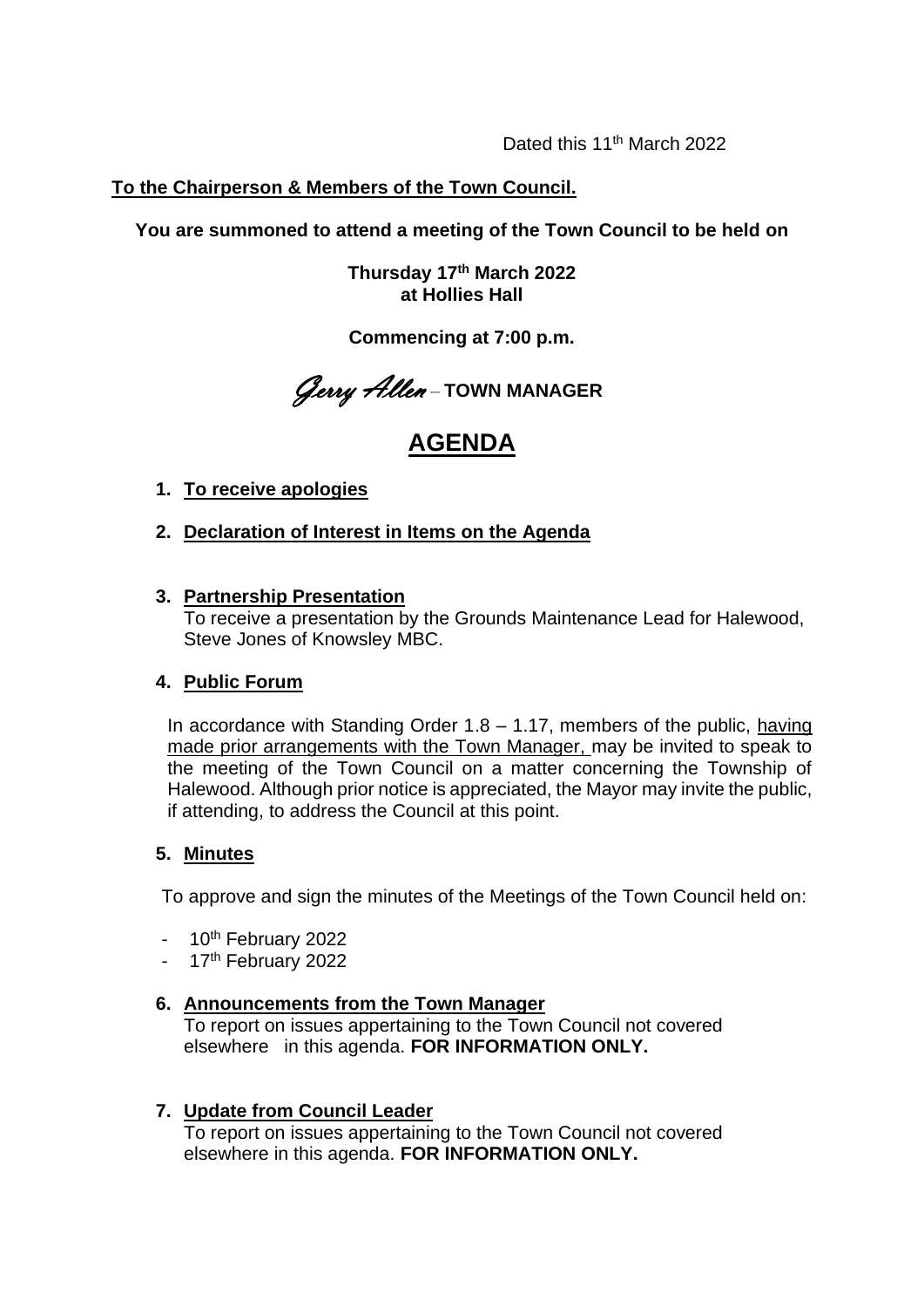Dated this 11th March 2022

**To the Chairperson & Members of the Town Council.**

**You are summoned to attend a meeting of the Town Council to be held on**

**Thursday 17th March 2022**
**at Hollies Hall**

**Commencing at 7:00 p.m.**

*Gerry Allen* – **TOWN MANAGER**

# AGENDA

1. **To receive apologies**

2. **Declaration of Interest in Items on the Agenda**

3. **Partnership Presentation**
   To receive a presentation by the Grounds Maintenance Lead for Halewood, Steve Jones of Knowsley MBC.

4. **Public Forum**

   In accordance with Standing Order 1.8 – 1.17, members of the public, having made prior arrangements with the Town Manager, may be invited to speak to the meeting of the Town Council on a matter concerning the Township of Halewood. Although prior notice is appreciated, the Mayor may invite the public, if attending, to address the Council at this point.

5. **Minutes**

   To approve and sign the minutes of the Meetings of the Town Council held on:

   - 10th February 2022
   - 17th February 2022

6. **Announcements from the Town Manager**
   To report on issues appertaining to the Town Council not covered elsewhere in this agenda. **FOR INFORMATION ONLY.**

7. **Update from Council Leader**
   To report on issues appertaining to the Town Council not covered elsewhere in this agenda. **FOR INFORMATION ONLY.**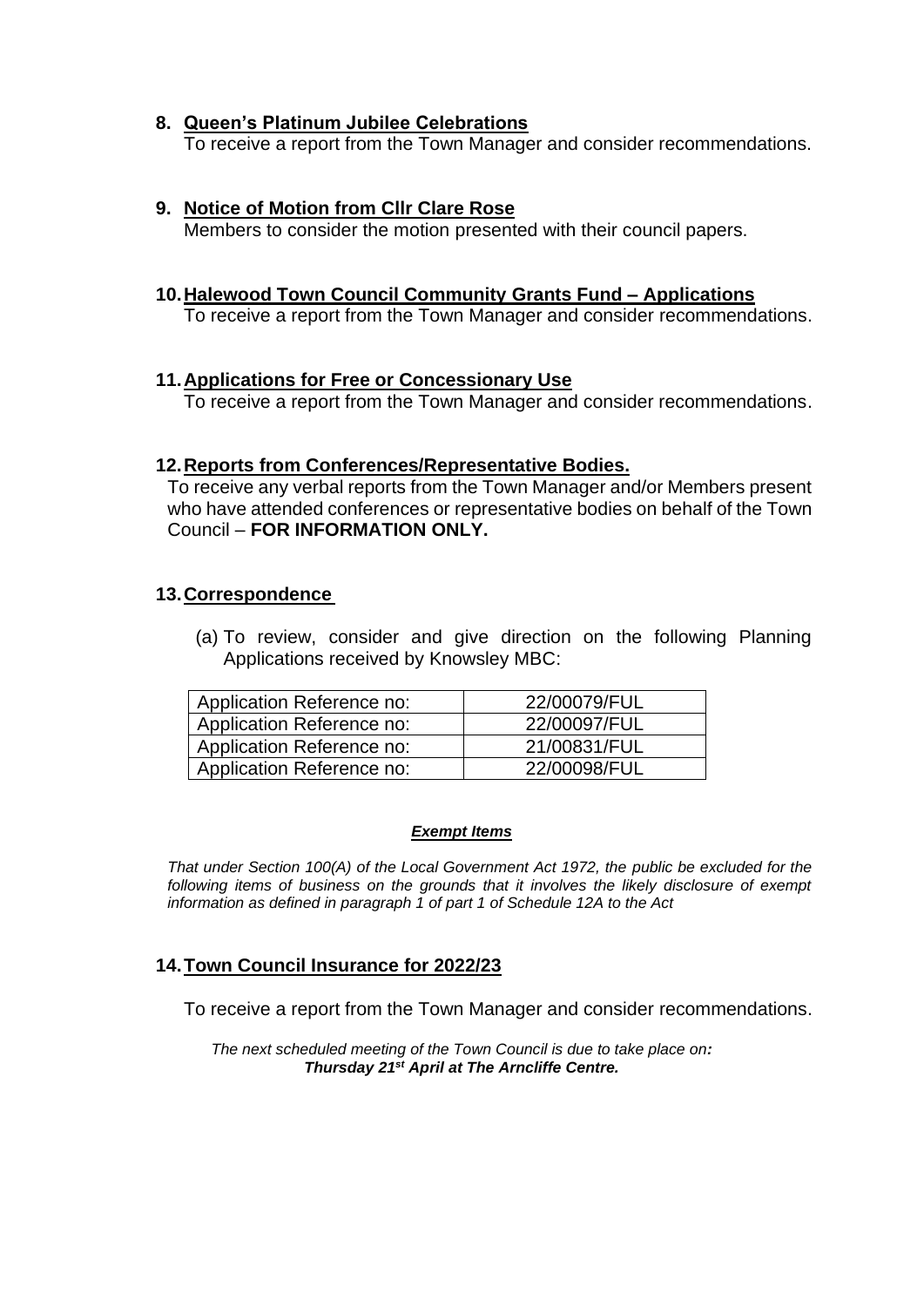**8. <u>Queen's Platinum Jubilee Celebrations</u>**
To receive a report from the Town Manager and consider recommendations.

**9. <u>Notice of Motion from Cllr Clare Rose</u>**
Members to consider the motion presented with their council papers.

**10. <u>Halewood Town Council Community Grants Fund – Applications</u>**
To receive a report from the Town Manager and consider recommendations.

**11. <u>Applications for Free or Concessionary Use</u>**
To receive a report from the Town Manager and consider recommendations.

**12. <u>Reports from Conferences/Representative Bodies.</u>**
To receive any verbal reports from the Town Manager and/or Members present who have attended conferences or representative bodies on behalf of the Town Council – **FOR INFORMATION ONLY.**

**13. <u>Correspondence</u>**

(a) To review, consider and give direction on the following Planning Applications received by Knowsley MBC:

| | |
|---|---|
| Application Reference no: | 22/00079/FUL |
| Application Reference no: | 22/00097/FUL |
| Application Reference no: | 21/00831/FUL |
| Application Reference no: | 22/00098/FUL |

***<u>Exempt Items</u>***

*That under Section 100(A) of the Local Government Act 1972, the public be excluded for the following items of business on the grounds that it involves the likely disclosure of exempt information as defined in paragraph 1 of part 1 of Schedule 12A to the Act*

**14. <u>Town Council Insurance for 2022/23</u>**

To receive a report from the Town Manager and consider recommendations.

*The next scheduled meeting of the Town Council is due to take place on:*
***Thursday 21st April at The Arncliffe Centre.***